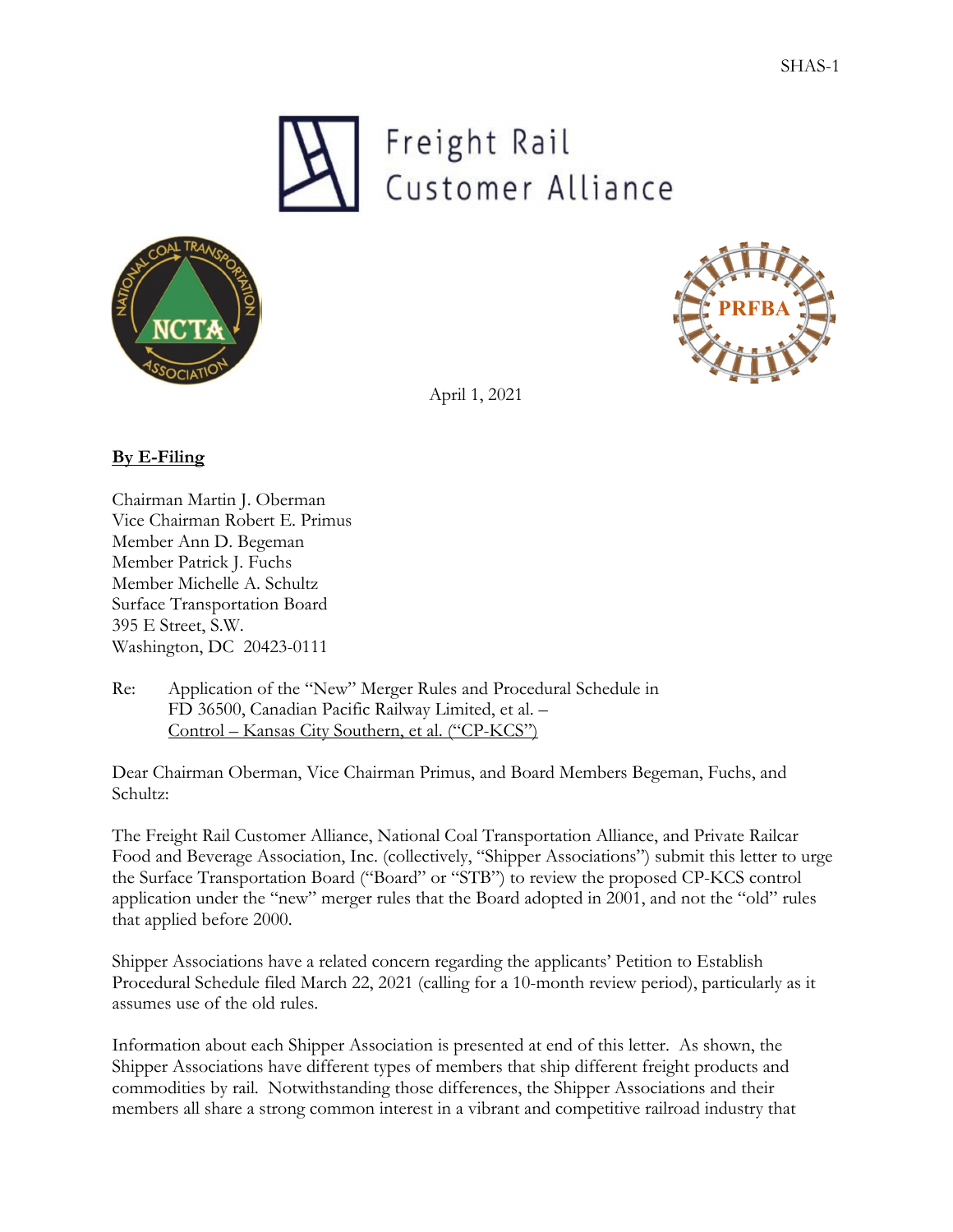SHAS-1

Freight Rail Customer Alliance

April 1, 2021

**By E-Filing**

Chairman Martin J. Oberman
Vice Chairman Robert E. Primus
Member Ann D. Begeman
Member Patrick J. Fuchs
Member Michelle A. Schultz
Surface Transportation Board
395 E Street, S.W.
Washington, DC 20423-0111

Re: Application of the "New" Merger Rules and Procedural Schedule in FD 36500, Canadian Pacific Railway Limited, et al. – Control – Kansas City Southern, et al. ("CP-KCS")

Dear Chairman Oberman, Vice Chairman Primus, and Board Members Begeman, Fuchs, and Schultz:

The Freight Rail Customer Alliance, National Coal Transportation Alliance, and Private Railcar Food and Beverage Association, Inc. (collectively, "Shipper Associations") submit this letter to urge the Surface Transportation Board ("Board" or "STB") to review the proposed CP-KCS control application under the "new" merger rules that the Board adopted in 2001, and not the "old" rules that applied before 2000.

Shipper Associations have a related concern regarding the applicants' Petition to Establish Procedural Schedule filed March 22, 2021 (calling for a 10-month review period), particularly as it assumes use of the old rules.

Information about each Shipper Association is presented at end of this letter. As shown, the Shipper Associations have different types of members that ship different freight products and commodities by rail. Notwithstanding those differences, the Shipper Associations and their members all share a strong common interest in a vibrant and competitive railroad industry that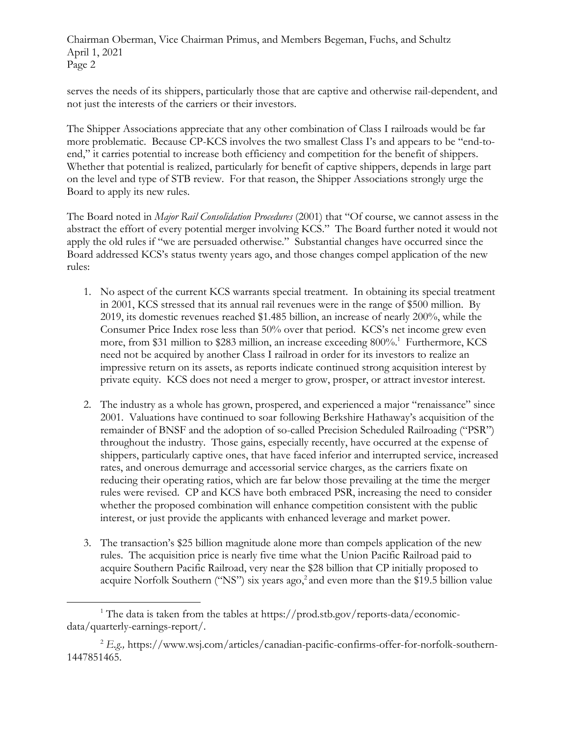serves the needs of its shippers, particularly those that are captive and otherwise rail-dependent, and not just the interests of the carriers or their investors.

The Shipper Associations appreciate that any other combination of Class I railroads would be far more problematic. Because CP-KCS involves the two smallest Class I's and appears to be "end-to-end," it carries potential to increase both efficiency and competition for the benefit of shippers. Whether that potential is realized, particularly for benefit of captive shippers, depends in large part on the level and type of STB review. For that reason, the Shipper Associations strongly urge the Board to apply its new rules.

The Board noted in *Major Rail Consolidation Procedures* (2001) that "Of course, we cannot assess in the abstract the effort of every potential merger involving KCS." The Board further noted it would not apply the old rules if "we are persuaded otherwise." Substantial changes have occurred since the Board addressed KCS's status twenty years ago, and those changes compel application of the new rules:

1. No aspect of the current KCS warrants special treatment. In obtaining its special treatment in 2001, KCS stressed that its annual rail revenues were in the range of $500 million. By 2019, its domestic revenues reached $1.485 billion, an increase of nearly 200%, while the Consumer Price Index rose less than 50% over that period. KCS's net income grew even more, from $31 million to $283 million, an increase exceeding 800%.[1] Furthermore, KCS need not be acquired by another Class I railroad in order for its investors to realize an impressive return on its assets, as reports indicate continued strong acquisition interest by private equity. KCS does not need a merger to grow, prosper, or attract investor interest.

2. The industry as a whole has grown, prospered, and experienced a major "renaissance" since 2001. Valuations have continued to soar following Berkshire Hathaway's acquisition of the remainder of BNSF and the adoption of so-called Precision Scheduled Railroading ("PSR") throughout the industry. Those gains, especially recently, have occurred at the expense of shippers, particularly captive ones, that have faced inferior and interrupted service, increased rates, and onerous demurrage and accessorial service charges, as the carriers fixate on reducing their operating ratios, which are far below those prevailing at the time the merger rules were revised. CP and KCS have both embraced PSR, increasing the need to consider whether the proposed combination will enhance competition consistent with the public interest, or just provide the applicants with enhanced leverage and market power.

3. The transaction's $25 billion magnitude alone more than compels application of the new rules. The acquisition price is nearly five time what the Union Pacific Railroad paid to acquire Southern Pacific Railroad, very near the $28 billion that CP initially proposed to acquire Norfolk Southern ("NS") six years ago,[2] and even more than the $19.5 billion value

[1] The data is taken from the tables at https://prod.stb.gov/reports-data/economic-data/quarterly-earnings-report/.

[2] *E.g.,* https://www.wsj.com/articles/canadian-pacific-confirms-offer-for-norfolk-southern-1447851465.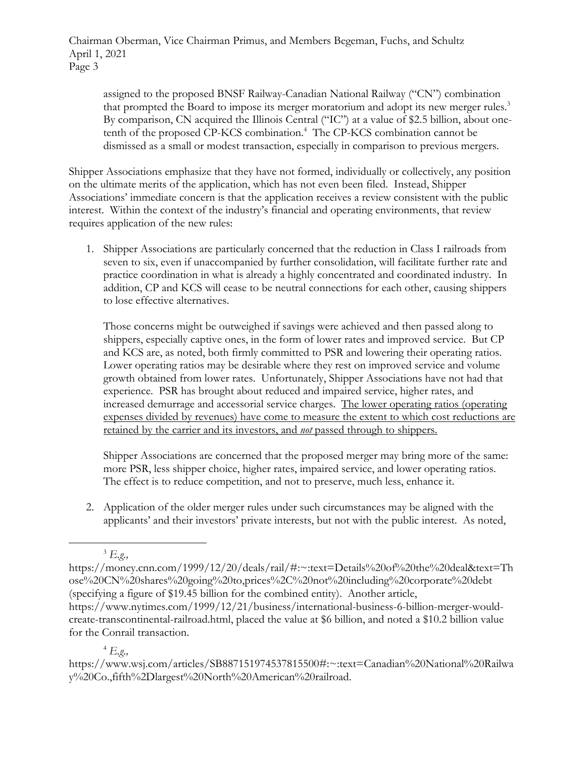assigned to the proposed BNSF Railway-Canadian National Railway ("CN") combination that prompted the Board to impose its merger moratorium and adopt its new merger rules.[3] By comparison, CN acquired the Illinois Central ("IC") at a value of $2.5 billion, about one-tenth of the proposed CP-KCS combination.[4] The CP-KCS combination cannot be dismissed as a small or modest transaction, especially in comparison to previous mergers.

Shipper Associations emphasize that they have not formed, individually or collectively, any position on the ultimate merits of the application, which has not even been filed. Instead, Shipper Associations' immediate concern is that the application receives a review consistent with the public interest. Within the context of the industry's financial and operating environments, that review requires application of the new rules:

1. Shipper Associations are particularly concerned that the reduction in Class I railroads from seven to six, even if unaccompanied by further consolidation, will facilitate further rate and practice coordination in what is already a highly concentrated and coordinated industry. In addition, CP and KCS will cease to be neutral connections for each other, causing shippers to lose effective alternatives.

   Those concerns might be outweighed if savings were achieved and then passed along to shippers, especially captive ones, in the form of lower rates and improved service. But CP and KCS are, as noted, both firmly committed to PSR and lowering their operating ratios. Lower operating ratios may be desirable where they rest on improved service and volume growth obtained from lower rates. Unfortunately, Shipper Associations have not had that experience. PSR has brought about reduced and impaired service, higher rates, and increased demurrage and accessorial service charges. <u>The lower operating ratios (operating expenses divided by revenues) have come to measure the extent to which cost reductions are retained by the carrier and its investors, and *not* passed through to shippers.</u>

   Shipper Associations are concerned that the proposed merger may bring more of the same: more PSR, less shipper choice, higher rates, impaired service, and lower operating ratios. The effect is to reduce competition, and not to preserve, much less, enhance it.

2. Application of the older merger rules under such circumstances may be aligned with the applicants' and their investors' private interests, but not with the public interest. As noted,

---

[3] *E.g.,* https://money.cnn.com/1999/12/20/deals/rail/#:~:text=Details%20of%20the%20deal&text=Those%20CN%20shares%20going%20to,prices%2C%20not%20including%20corporate%20debt (specifying a figure of $19.45 billion for the combined entity). Another article, https://www.nytimes.com/1999/12/21/business/international-business-6-billion-merger-would-create-transcontinental-railroad.html, placed the value at $6 billion, and noted a $10.2 billion value for the Conrail transaction.

[4] *E.g.,* https://www.wsj.com/articles/SB887151974537815500#:~:text=Canadian%20National%20Railway%20Co.,fifth%2Dlargest%20North%20American%20railroad.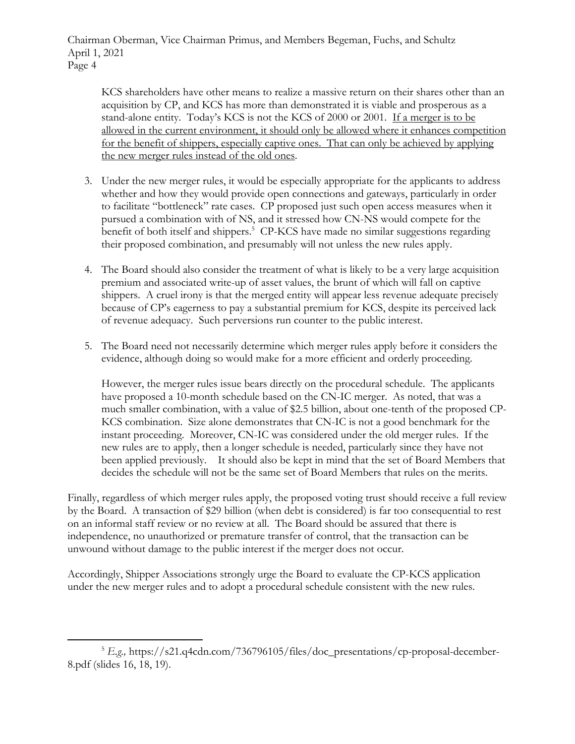KCS shareholders have other means to realize a massive return on their shares other than an acquisition by CP, and KCS has more than demonstrated it is viable and prosperous as a stand-alone entity. Today's KCS is not the KCS of 2000 or 2001. <u>If a merger is to be allowed in the current environment, it should only be allowed where it enhances competition for the benefit of shippers, especially captive ones. That can only be achieved by applying the new merger rules instead of the old ones</u>.

3. Under the new merger rules, it would be especially appropriate for the applicants to address whether and how they would provide open connections and gateways, particularly in order to facilitate "bottleneck" rate cases. CP proposed just such open access measures when it pursued a combination with of NS, and it stressed how CN-NS would compete for the benefit of both itself and shippers.[5] CP-KCS have made no similar suggestions regarding their proposed combination, and presumably will not unless the new rules apply.

4. The Board should also consider the treatment of what is likely to be a very large acquisition premium and associated write-up of asset values, the brunt of which will fall on captive shippers. A cruel irony is that the merged entity will appear less revenue adequate precisely because of CP's eagerness to pay a substantial premium for KCS, despite its perceived lack of revenue adequacy. Such perversions run counter to the public interest.

5. The Board need not necessarily determine which merger rules apply before it considers the evidence, although doing so would make for a more efficient and orderly proceeding.

   However, the merger rules issue bears directly on the procedural schedule. The applicants have proposed a 10-month schedule based on the CN-IC merger. As noted, that was a much smaller combination, with a value of $2.5 billion, about one-tenth of the proposed CP-KCS combination. Size alone demonstrates that CN-IC is not a good benchmark for the instant proceeding. Moreover, CN-IC was considered under the old merger rules. If the new rules are to apply, then a longer schedule is needed, particularly since they have not been applied previously. It should also be kept in mind that the set of Board Members that decides the schedule will not be the same set of Board Members that rules on the merits.

Finally, regardless of which merger rules apply, the proposed voting trust should receive a full review by the Board. A transaction of $29 billion (when debt is considered) is far too consequential to rest on an informal staff review or no review at all. The Board should be assured that there is independence, no unauthorized or premature transfer of control, that the transaction can be unwound without damage to the public interest if the merger does not occur.

Accordingly, Shipper Associations strongly urge the Board to evaluate the CP-KCS application under the new merger rules and to adopt a procedural schedule consistent with the new rules.

---

[5] *E.g.,* https://s21.q4cdn.com/736796105/files/doc_presentations/cp-proposal-december-8.pdf (slides 16, 18, 19).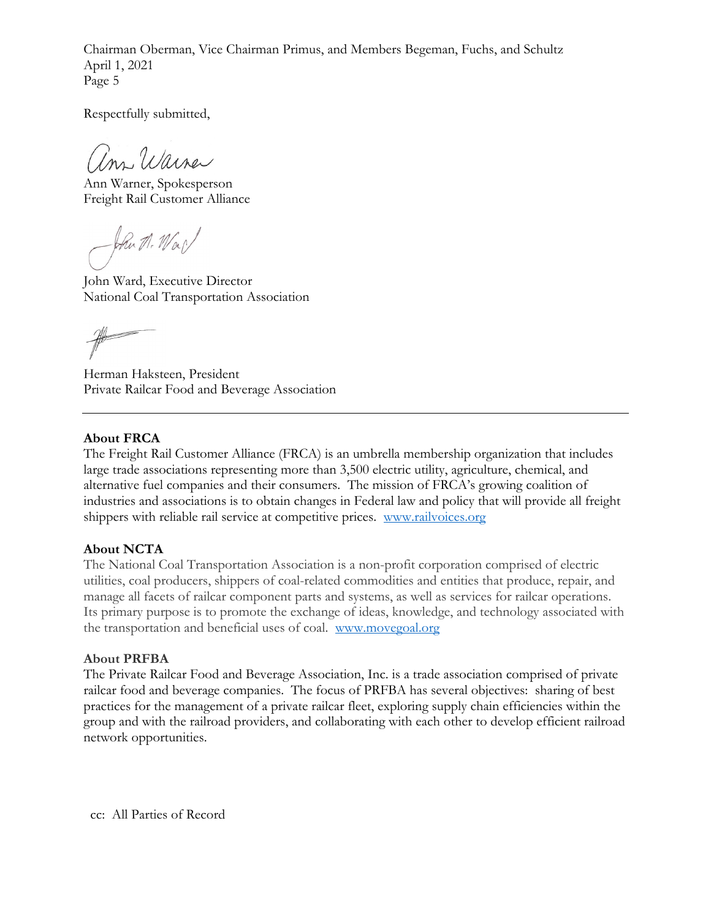Respectfully submitted,

Ann Warner, Spokesperson
Freight Rail Customer Alliance

John Ward, Executive Director
National Coal Transportation Association

Herman Haksteen, President
Private Railcar Food and Beverage Association

---

**About FRCA**

The Freight Rail Customer Alliance (FRCA) is an umbrella membership organization that includes large trade associations representing more than 3,500 electric utility, agriculture, chemical, and alternative fuel companies and their consumers. The mission of FRCA's growing coalition of industries and associations is to obtain changes in Federal law and policy that will provide all freight shippers with reliable rail service at competitive prices. [www.railvoices.org](www.railvoices.org)

**About NCTA**

The National Coal Transportation Association is a non-profit corporation comprised of electric utilities, coal producers, shippers of coal-related commodities and entities that produce, repair, and manage all facets of railcar component parts and systems, as well as services for railcar operations. Its primary purpose is to promote the exchange of ideas, knowledge, and technology associated with the transportation and beneficial uses of coal. [www.movecoal.org](www.movecoal.org)

**About PRFBA**

The Private Railcar Food and Beverage Association, Inc. is a trade association comprised of private railcar food and beverage companies. The focus of PRFBA has several objectives: sharing of best practices for the management of a private railcar fleet, exploring supply chain efficiencies within the group and with the railroad providers, and collaborating with each other to develop efficient railroad network opportunities.

cc: All Parties of Record